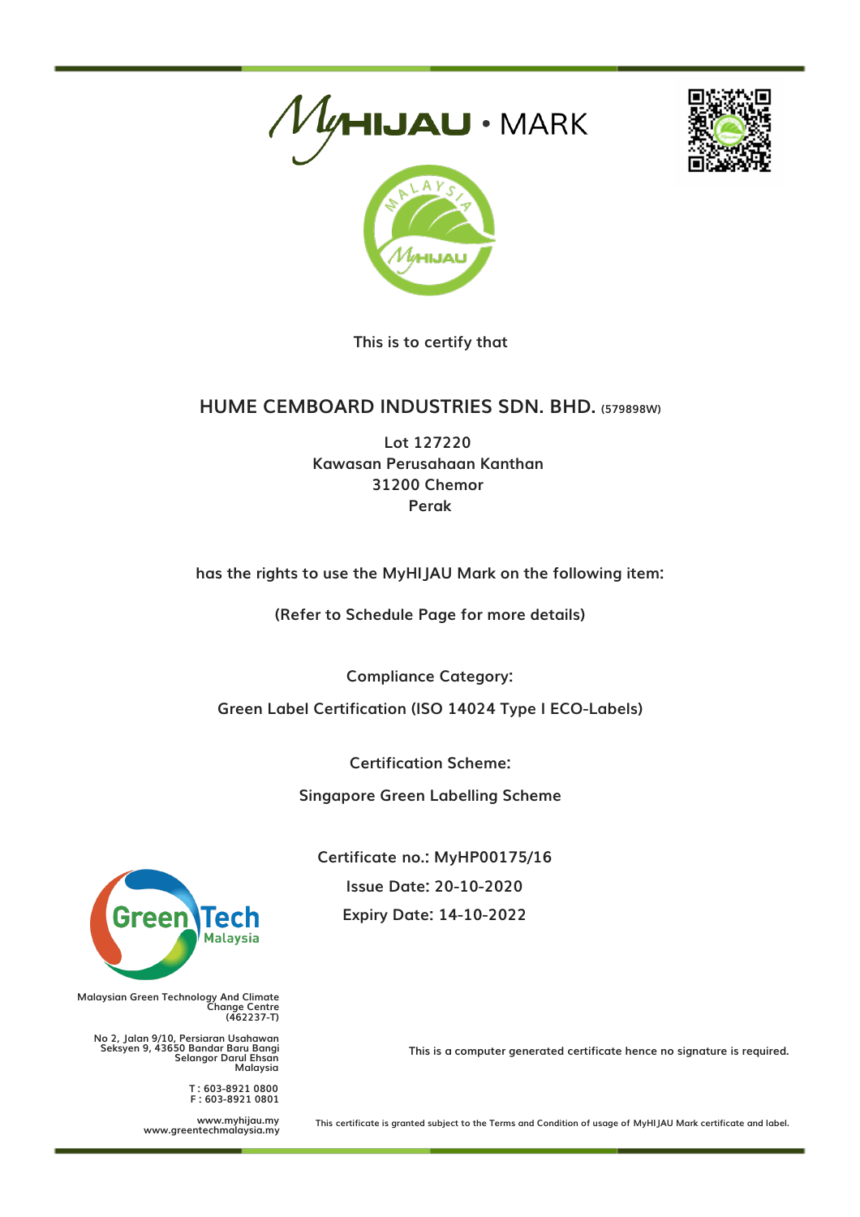# MyHIJAU • MARK

This is to certify that

## HUME CEMBOARD INDUSTRIES SDN. BHD. (579898W)

Lot 127220
Kawasan Perusahaan Kanthan
31200 Chemor
Perak

has the rights to use the MyHIJAU Mark on the following item:

(Refer to Schedule Page for more details)

Compliance Category:

Green Label Certification (ISO 14024 Type I ECO-Labels)

Certification Scheme:

Singapore Green Labelling Scheme

Certificate no.: MyHP00175/16
Issue Date: 20-10-2020
Expiry Date: 14-10-2022

GreenTech Malaysia

Malaysian Green Technology And Climate Change Centre
(462237-T)

No 2, Jalan 9/10, Persiaran Usahawan
Seksyen 9, 43650 Bandar Baru Bangi
Selangor Darul Ehsan
Malaysia

T : 603-8921 0800
F : 603-8921 0801

www.myhijau.my
www.greentechmalaysia.my

This is a computer generated certificate hence no signature is required.

This certificate is granted subject to the Terms and Condition of usage of MyHIJAU Mark certificate and label.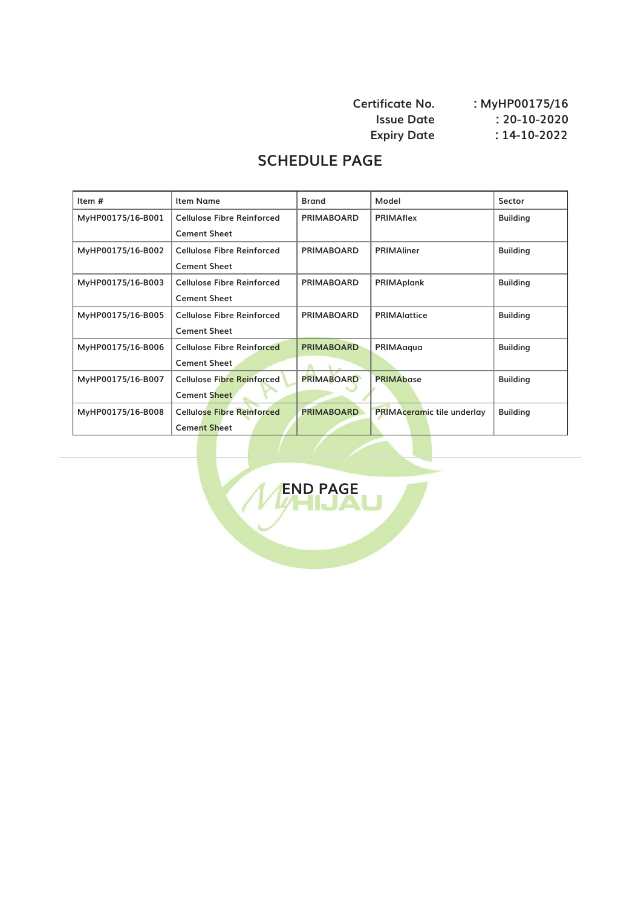Certificate No. : MyHP00175/16
Issue Date : 20-10-2020
Expiry Date : 14-10-2022

## SCHEDULE PAGE

| Item # | Item Name | Brand | Model | Sector |
|---|---|---|---|---|
| MyHP00175/16-B001 | Cellulose Fibre Reinforced Cement Sheet | PRIMABOARD | PRIMAflex | Building |
| MyHP00175/16-B002 | Cellulose Fibre Reinforced Cement Sheet | PRIMABOARD | PRIMAliner | Building |
| MyHP00175/16-B003 | Cellulose Fibre Reinforced Cement Sheet | PRIMABOARD | PRIMAplank | Building |
| MyHP00175/16-B005 | Cellulose Fibre Reinforced Cement Sheet | PRIMABOARD | PRIMAlattice | Building |
| MyHP00175/16-B006 | Cellulose Fibre Reinforced Cement Sheet | PRIMABOARD | PRIMAaqua | Building |
| MyHP00175/16-B007 | Cellulose Fibre Reinforced Cement Sheet | PRIMABOARD | PRIMAbase | Building |
| MyHP00175/16-B008 | Cellulose Fibre Reinforced Cement Sheet | PRIMABOARD | PRIMAceramic tile underlay | Building |

END PAGE